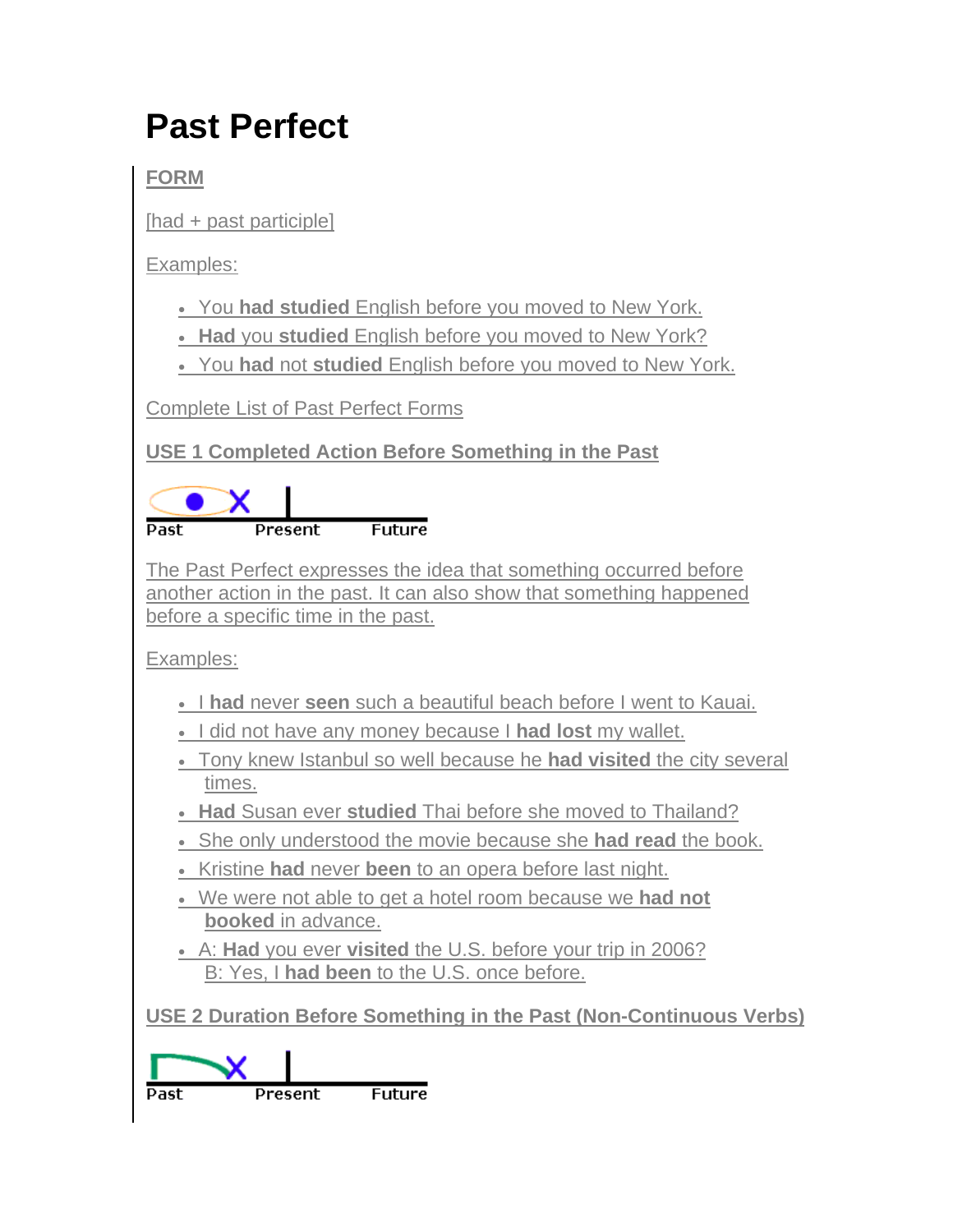# Past Perfect

**FORM**

[had + past participle]

Examples:

- You **had studied** English before you moved to New York.
- **Had** you **studied** English before you moved to New York?
- You **had** not **studied** English before you moved to New York.

Complete List of Past Perfect Forms

**USE 1 Completed Action Before Something in the Past**

Past Present Future

The Past Perfect expresses the idea that something occurred before another action in the past. It can also show that something happened before a specific time in the past.

Examples:

- I **had** never **seen** such a beautiful beach before I went to Kauai.
- I did not have any money because I **had lost** my wallet.
- Tony knew Istanbul so well because he **had visited** the city several times.
- **Had** Susan ever **studied** Thai before she moved to Thailand?
- She only understood the movie because she **had read** the book.
- Kristine **had** never **been** to an opera before last night.
- We were not able to get a hotel room because we **had not booked** in advance.
- A: **Had** you ever **visited** the U.S. before your trip in 2006?  
  B: Yes, I **had been** to the U.S. once before.

**USE 2 Duration Before Something in the Past (Non-Continuous Verbs)**

Past Present Future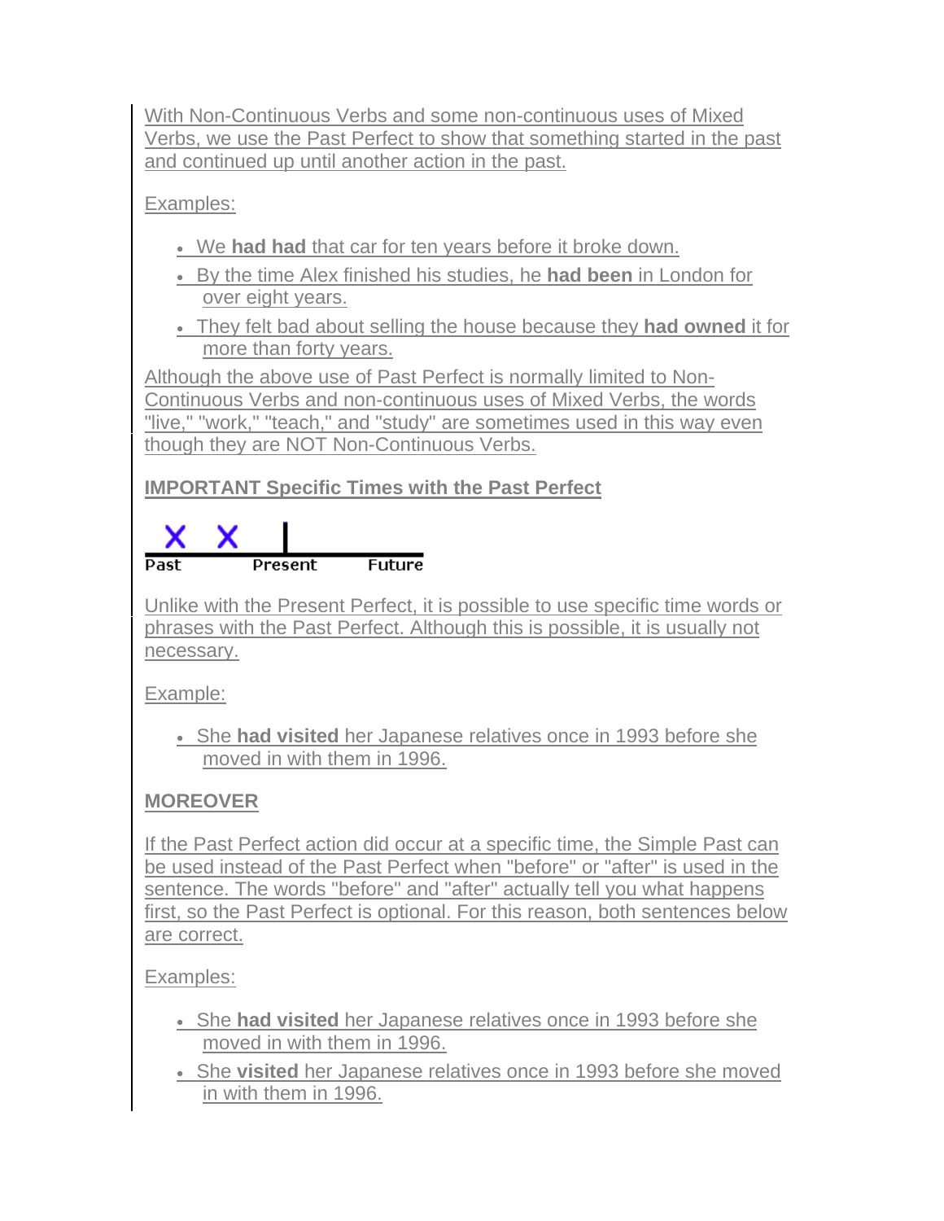With Non-Continuous Verbs and some non-continuous uses of Mixed Verbs, we use the Past Perfect to show that something started in the past and continued up until another action in the past.

Examples:

- We **had had** that car for ten years before it broke down.
- By the time Alex finished his studies, he **had been** in London for over eight years.
- They felt bad about selling the house because they **had owned** it for more than forty years.

Although the above use of Past Perfect is normally limited to Non-Continuous Verbs and non-continuous uses of Mixed Verbs, the words "live," "work," "teach," and "study" are sometimes used in this way even though they are NOT Non-Continuous Verbs.

**IMPORTANT Specific Times with the Past Perfect**

Past Present Future

Unlike with the Present Perfect, it is possible to use specific time words or phrases with the Past Perfect. Although this is possible, it is usually not necessary.

Example:

- She **had visited** her Japanese relatives once in 1993 before she moved in with them in 1996.

**MOREOVER**

If the Past Perfect action did occur at a specific time, the Simple Past can be used instead of the Past Perfect when "before" or "after" is used in the sentence. The words "before" and "after" actually tell you what happens first, so the Past Perfect is optional. For this reason, both sentences below are correct.

Examples:

- She **had visited** her Japanese relatives once in 1993 before she moved in with them in 1996.
- She **visited** her Japanese relatives once in 1993 before she moved in with them in 1996.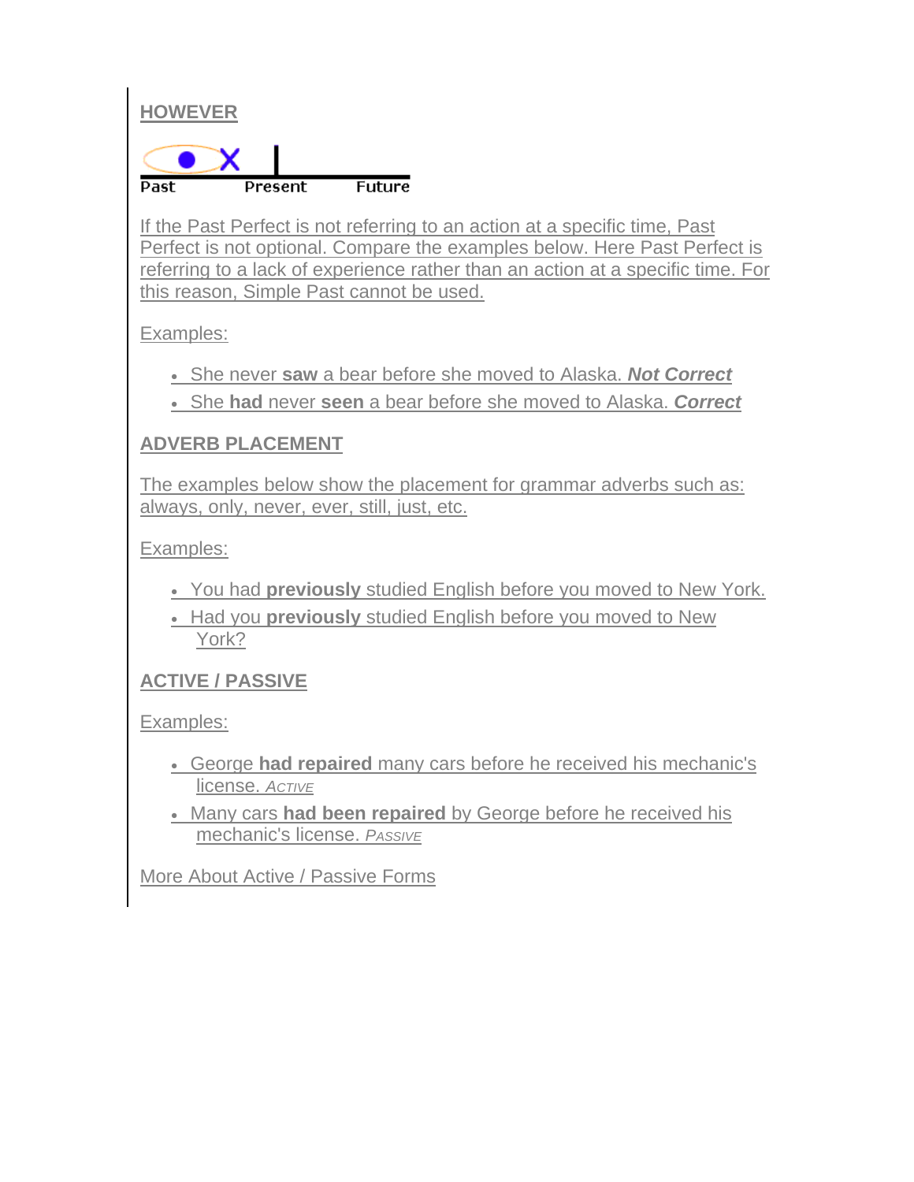## HOWEVER

Past Present Future

If the Past Perfect is not referring to an action at a specific time, Past Perfect is not optional. Compare the examples below. Here Past Perfect is referring to a lack of experience rather than an action at a specific time. For this reason, Simple Past cannot be used.

Examples:

- She never **saw** a bear before she moved to Alaska. ***Not Correct***
- She **had** never **seen** a bear before she moved to Alaska. ***Correct***

## ADVERB PLACEMENT

The examples below show the placement for grammar adverbs such as: always, only, never, ever, still, just, etc.

Examples:

- You had **previously** studied English before you moved to New York.
- Had you **previously** studied English before you moved to New York?

## ACTIVE / PASSIVE

Examples:

- George **had repaired** many cars before he received his mechanic's license. *ACTIVE*
- Many cars **had been repaired** by George before he received his mechanic's license. *PASSIVE*

More About Active / Passive Forms